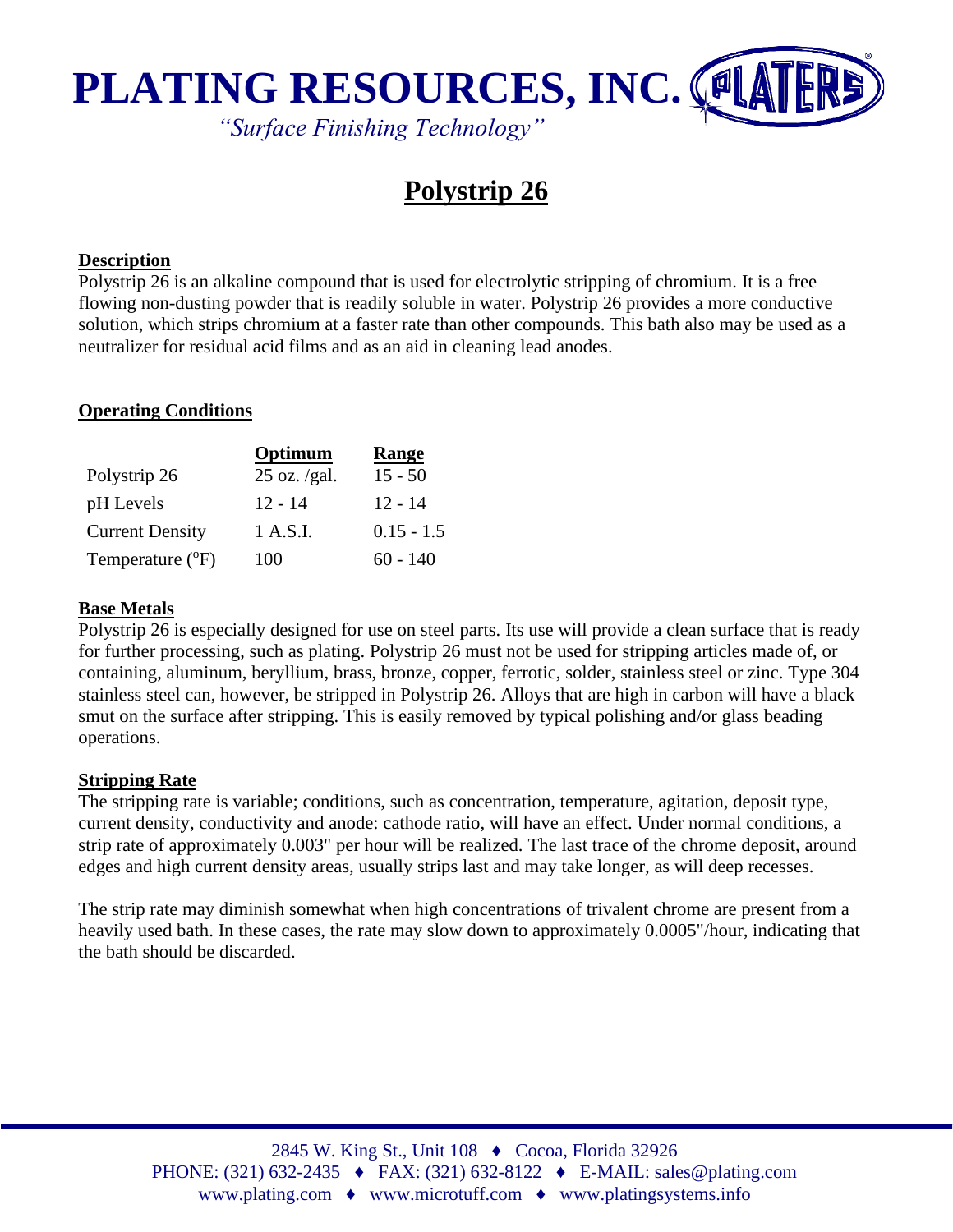# PLATING RESOURCES, INC.

*"Surface Finishing Technology"*

# Polystrip 26

## Description

Polystrip 26 is an alkaline compound that is used for electrolytic stripping of chromium. It is a free flowing non-dusting powder that is readily soluble in water. Polystrip 26 provides a more conductive solution, which strips chromium at a faster rate than other compounds. This bath also may be used as a neutralizer for residual acid films and as an aid in cleaning lead anodes.

## Operating Conditions

| | Optimum | Range |
|---|---|---|
| Polystrip 26 | 25 oz. /gal. | 15 - 50 |
| pH Levels | 12 - 14 | 12 - 14 |
| Current Density | 1 A.S.I. | 0.15 - 1.5 |
| Temperature ($^oF$) | 100 | 60 - 140 |

## Base Metals

Polystrip 26 is especially designed for use on steel parts. Its use will provide a clean surface that is ready for further processing, such as plating. Polystrip 26 must not be used for stripping articles made of, or containing, aluminum, beryllium, brass, bronze, copper, ferrotic, solder, stainless steel or zinc. Type 304 stainless steel can, however, be stripped in Polystrip 26. Alloys that are high in carbon will have a black smut on the surface after stripping. This is easily removed by typical polishing and/or glass beading operations.

## Stripping Rate

The stripping rate is variable; conditions, such as concentration, temperature, agitation, deposit type, current density, conductivity and anode: cathode ratio, will have an effect. Under normal conditions, a strip rate of approximately 0.003" per hour will be realized. The last trace of the chrome deposit, around edges and high current density areas, usually strips last and may take longer, as will deep recesses.

The strip rate may diminish somewhat when high concentrations of trivalent chrome are present from a heavily used bath. In these cases, the rate may slow down to approximately 0.0005"/hour, indicating that the bath should be discarded.

2845 W. King St., Unit 108 ♦ Cocoa, Florida 32926
PHONE: (321) 632-2435 ♦ FAX: (321) 632-8122 ♦ E-MAIL: sales@plating.com
www.plating.com ♦ www.microtuff.com ♦ www.platingsystems.info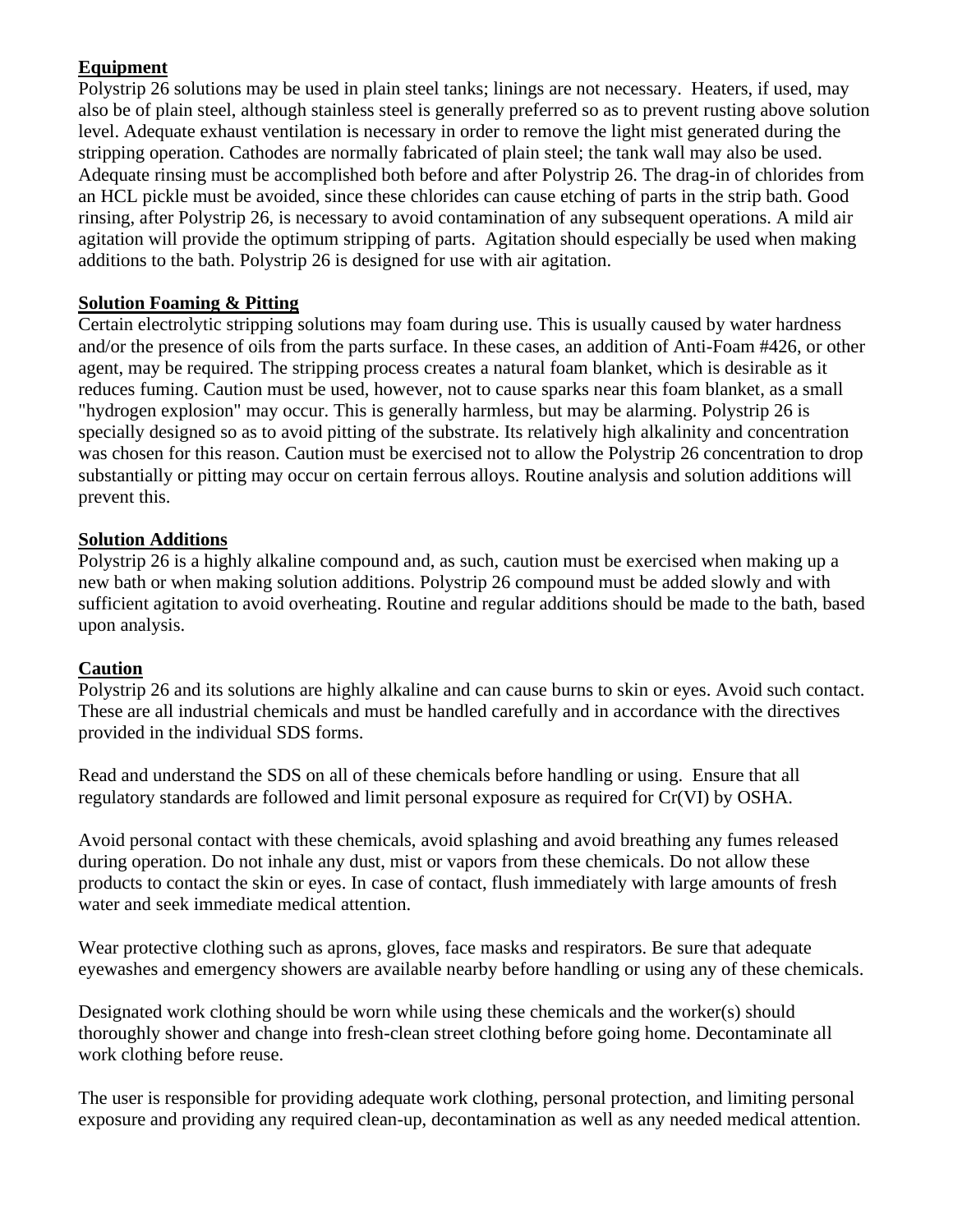## Equipment

Polystrip 26 solutions may be used in plain steel tanks; linings are not necessary. Heaters, if used, may also be of plain steel, although stainless steel is generally preferred so as to prevent rusting above solution level. Adequate exhaust ventilation is necessary in order to remove the light mist generated during the stripping operation. Cathodes are normally fabricated of plain steel; the tank wall may also be used. Adequate rinsing must be accomplished both before and after Polystrip 26. The drag-in of chlorides from an HCL pickle must be avoided, since these chlorides can cause etching of parts in the strip bath. Good rinsing, after Polystrip 26, is necessary to avoid contamination of any subsequent operations. A mild air agitation will provide the optimum stripping of parts. Agitation should especially be used when making additions to the bath. Polystrip 26 is designed for use with air agitation.

## Solution Foaming & Pitting

Certain electrolytic stripping solutions may foam during use. This is usually caused by water hardness and/or the presence of oils from the parts surface. In these cases, an addition of Anti-Foam #426, or other agent, may be required. The stripping process creates a natural foam blanket, which is desirable as it reduces fuming. Caution must be used, however, not to cause sparks near this foam blanket, as a small "hydrogen explosion" may occur. This is generally harmless, but may be alarming. Polystrip 26 is specially designed so as to avoid pitting of the substrate. Its relatively high alkalinity and concentration was chosen for this reason. Caution must be exercised not to allow the Polystrip 26 concentration to drop substantially or pitting may occur on certain ferrous alloys. Routine analysis and solution additions will prevent this.

## Solution Additions

Polystrip 26 is a highly alkaline compound and, as such, caution must be exercised when making up a new bath or when making solution additions. Polystrip 26 compound must be added slowly and with sufficient agitation to avoid overheating. Routine and regular additions should be made to the bath, based upon analysis.

## Caution

Polystrip 26 and its solutions are highly alkaline and can cause burns to skin or eyes. Avoid such contact. These are all industrial chemicals and must be handled carefully and in accordance with the directives provided in the individual SDS forms.

Read and understand the SDS on all of these chemicals before handling or using. Ensure that all regulatory standards are followed and limit personal exposure as required for Cr(VI) by OSHA.

Avoid personal contact with these chemicals, avoid splashing and avoid breathing any fumes released during operation. Do not inhale any dust, mist or vapors from these chemicals. Do not allow these products to contact the skin or eyes. In case of contact, flush immediately with large amounts of fresh water and seek immediate medical attention.

Wear protective clothing such as aprons, gloves, face masks and respirators. Be sure that adequate eyewashes and emergency showers are available nearby before handling or using any of these chemicals.

Designated work clothing should be worn while using these chemicals and the worker(s) should thoroughly shower and change into fresh-clean street clothing before going home. Decontaminate all work clothing before reuse.

The user is responsible for providing adequate work clothing, personal protection, and limiting personal exposure and providing any required clean-up, decontamination as well as any needed medical attention.